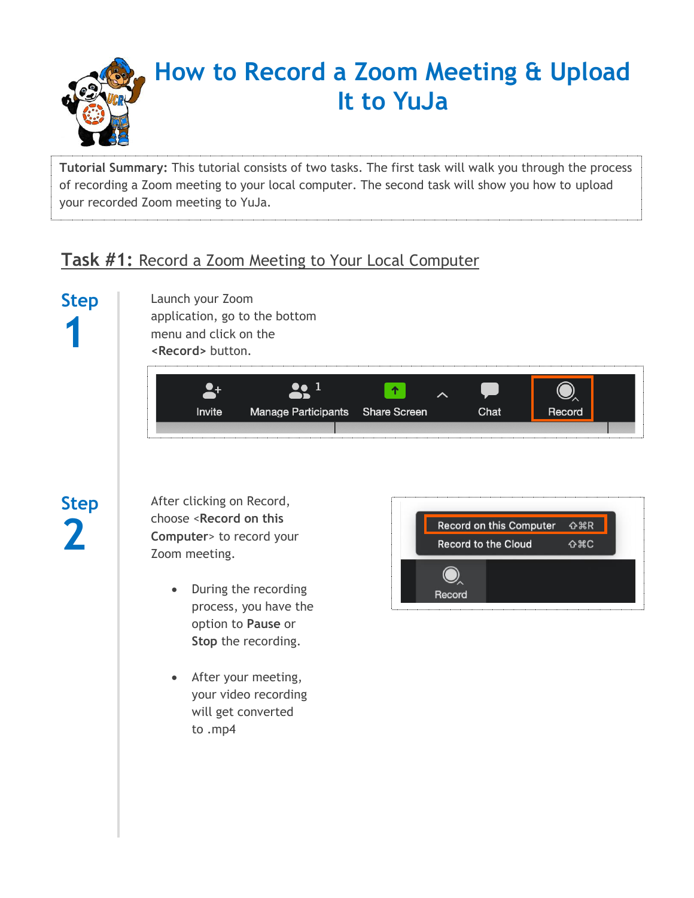# How to Record a Zoom Meeting & Upload It to YuJa

**Tutorial Summary:** This tutorial consists of two tasks. The first task will walk you through the process of recording a Zoom meeting to your local computer. The second task will show you how to upload your recorded Zoom meeting to YuJa.

## Task #1: Record a Zoom Meeting to Your Local Computer

### Step 1

Launch your Zoom application, go to the bottom menu and click on the **<Record>** button.

### Step 2

After clicking on Record, choose <**Record on this Computer**> to record your Zoom meeting.

- During the recording process, you have the option to **Pause** or **Stop** the recording.
- After your meeting, your video recording will get converted to .mp4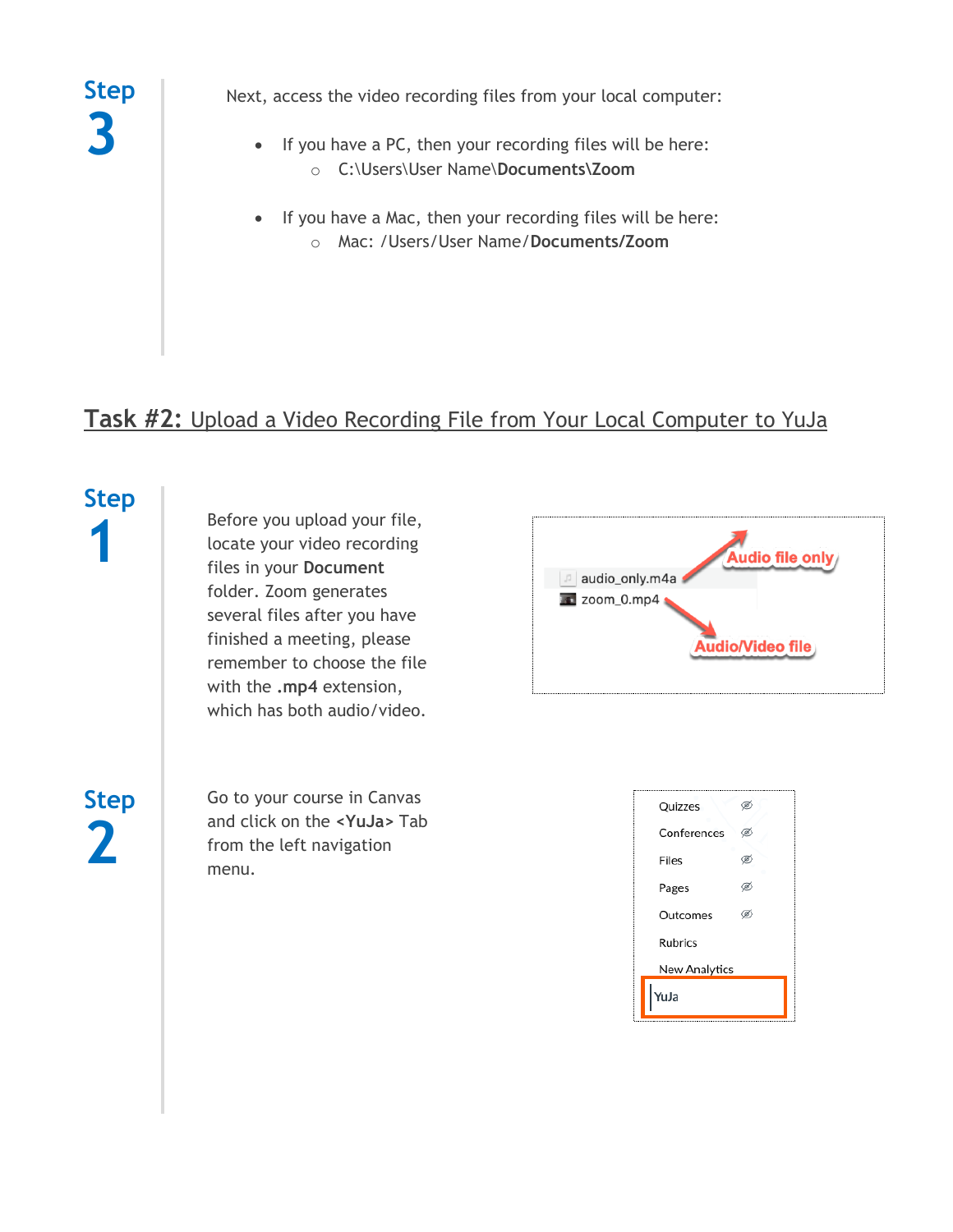**Step 3**

Next, access the video recording files from your local computer:

- If you have a PC, then your recording files will be here:
  - C:\Users\User Name\**Documents\Zoom**

- If you have a Mac, then your recording files will be here:
  - Mac: /Users/User Name/**Documents/Zoom**

## **Task #2:** Upload a Video Recording File from Your Local Computer to YuJa

**Step 1**

Before you upload your file, locate your video recording files in your **Document** folder. Zoom generates several files after you have finished a meeting, please remember to choose the file with the **.mp4** extension, which has both audio/video.

**Step 2**

Go to your course in Canvas and click on the **<YuJa>** Tab from the left navigation menu.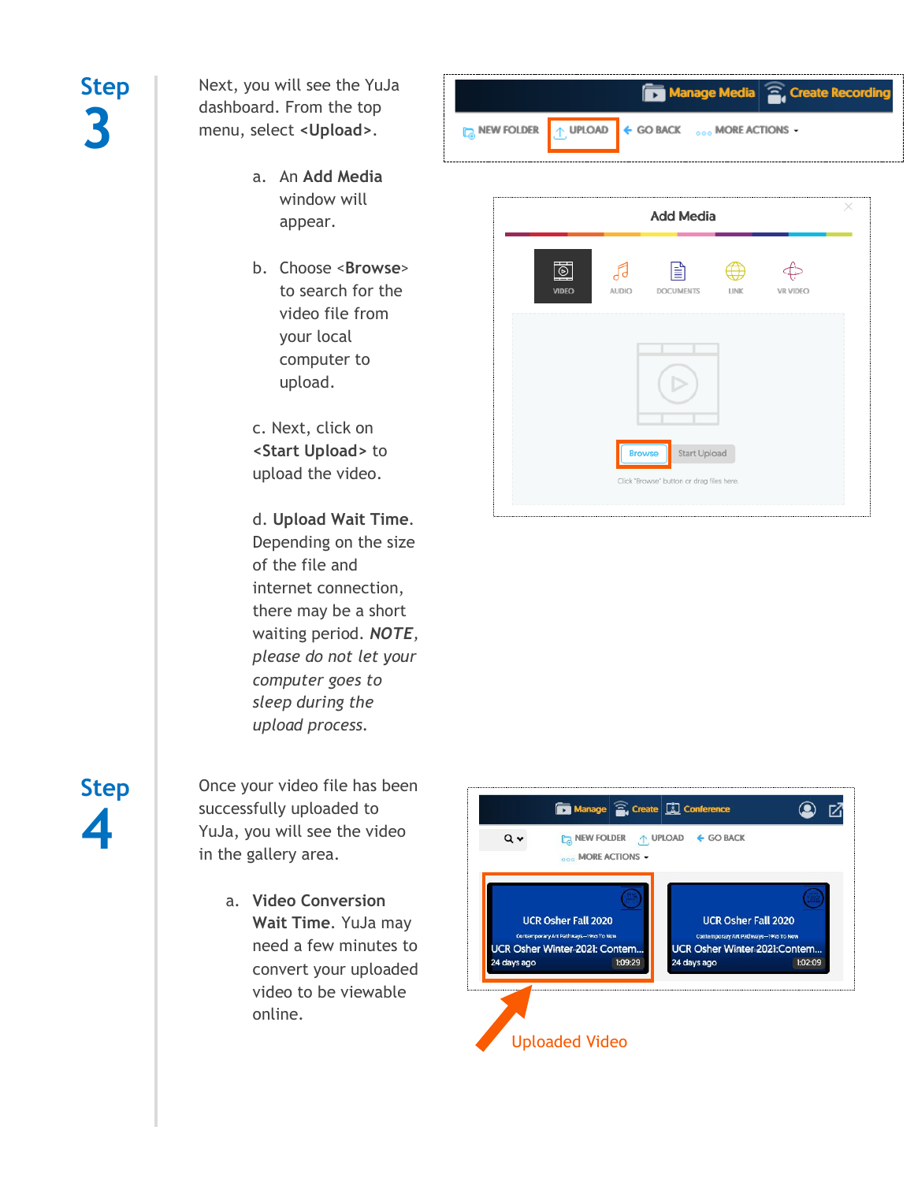## Step 3

Next, you will see the YuJa dashboard. From the top menu, select <**Upload**>.

a. An **Add Media** window will appear.

b. Choose <**Browse**> to search for the video file from your local computer to upload.

c. Next, click on <**Start Upload**> to upload the video.

d. **Upload Wait Time**. Depending on the size of the file and internet connection, there may be a short waiting period. ***NOTE****, please do not let your computer goes to sleep during the upload process.*

## Step 4

Once your video file has been successfully uploaded to YuJa, you will see the video in the gallery area.

a. **Video Conversion Wait Time**. YuJa may need a few minutes to convert your uploaded video to be viewable online.

Uploaded Video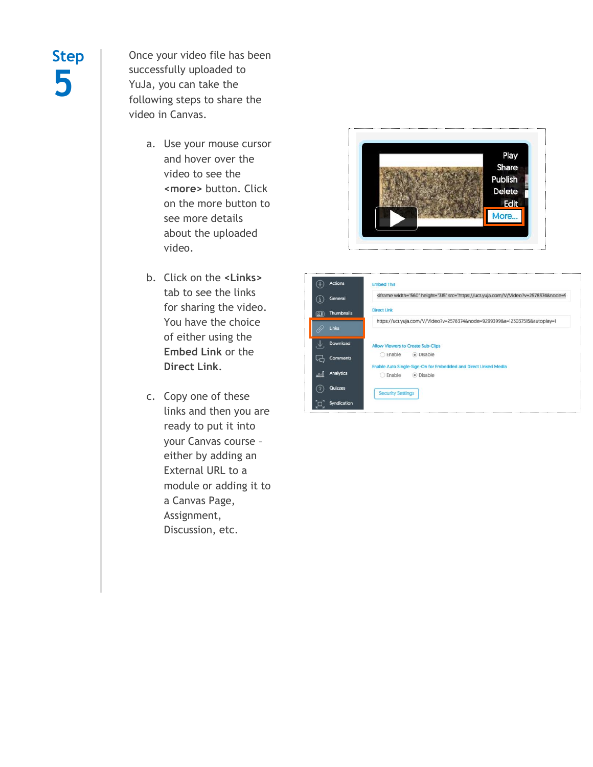## Step 5

Once your video file has been successfully uploaded to YuJa, you can take the following steps to share the video in Canvas.

a. Use your mouse cursor and hover over the video to see the <more> button. Click on the more button to see more details about the uploaded video.

b. Click on the **<Links>** tab to see the links for sharing the video. You have the choice of either using the **Embed Link** or the **Direct Link**.

c. Copy one of these links and then you are ready to put it into your Canvas course – either by adding an External URL to a module or adding it to a Canvas Page, Assignment, Discussion, etc.